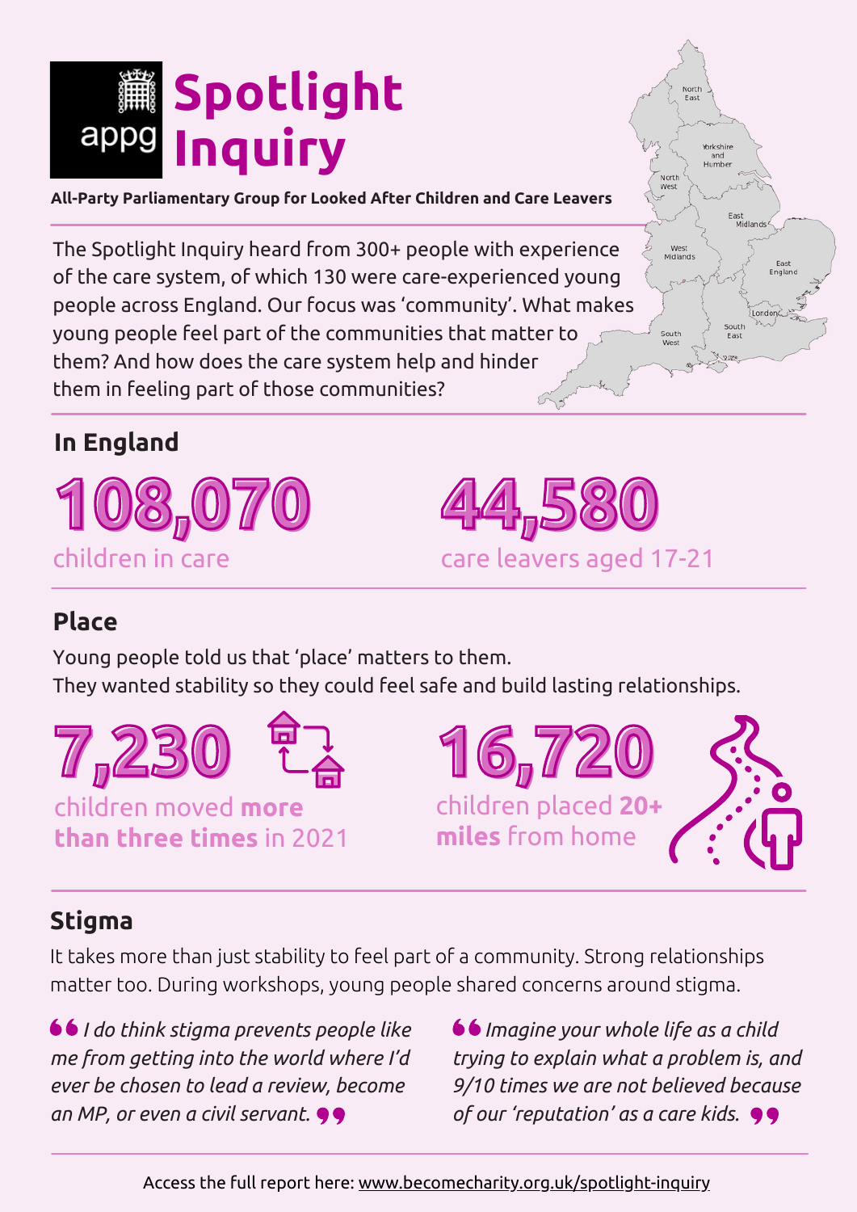# appg Spotlight Inquiry

**All-Party Parliamentary Group for Looked After Children and Care Leavers**

The Spotlight Inquiry heard from 300+ people with experience of the care system, of which 130 were care-experienced young people across England. Our focus was 'community'. What makes young people feel part of the communities that matter to them? And how does the care system help and hinder them in feeling part of those communities?

## In England

**108,070**
children in care

**44,580**
care leavers aged 17-21

## Place

Young people told us that 'place' matters to them.
They wanted stability so they could feel safe and build lasting relationships.

**7,230**
children moved **more than three times** in 2021

**16,720**
children placed **20+ miles** from home

## Stigma

It takes more than just stability to feel part of a community. Strong relationships matter too. During workshops, young people shared concerns around stigma.

> *I do think stigma prevents people like me from getting into the world where I'd ever be chosen to lead a review, become an MP, or even a civil servant.*

> *Imagine your whole life as a child trying to explain what a problem is, and 9/10 times we are not believed because of our 'reputation' as a care kids.*

Access the full report here: www.becomecharity.org.uk/spotlight-inquiry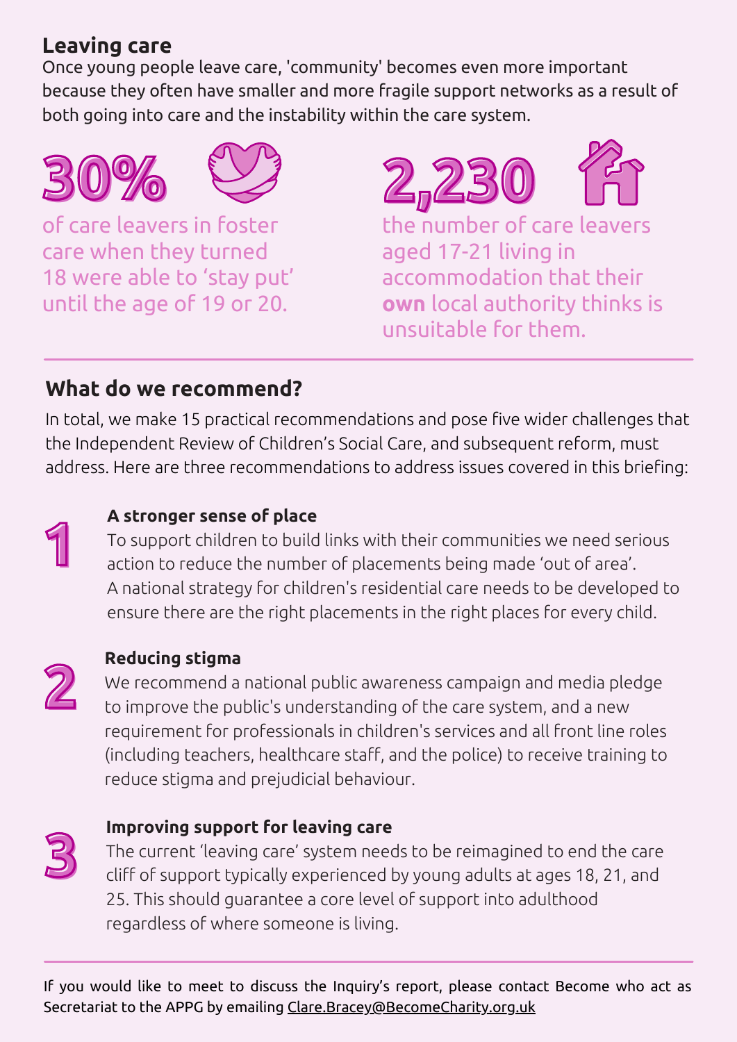## Leaving care

Once young people leave care, 'community' becomes even more important because they often have smaller and more fragile support networks as a result of both going into care and the instability within the care system.

**30%**

of care leavers in foster care when they turned 18 were able to 'stay put' until the age of 19 or 20.

**2,230**

the number of care leavers aged 17-21 living in accommodation that their **own** local authority thinks is unsuitable for them.

## What do we recommend?

In total, we make 15 practical recommendations and pose five wider challenges that the Independent Review of Children's Social Care, and subsequent reform, must address. Here are three recommendations to address issues covered in this briefing:

1. **A stronger sense of place**
   To support children to build links with their communities we need serious action to reduce the number of placements being made 'out of area'. A national strategy for children's residential care needs to be developed to ensure there are the right placements in the right places for every child.

2. **Reducing stigma**
   We recommend a national public awareness campaign and media pledge to improve the public's understanding of the care system, and a new requirement for professionals in children's services and all front line roles (including teachers, healthcare staff, and the police) to receive training to reduce stigma and prejudicial behaviour.

3. **Improving support for leaving care**
   The current 'leaving care' system needs to be reimagined to end the care cliff of support typically experienced by young adults at ages 18, 21, and 25. This should guarantee a core level of support into adulthood regardless of where someone is living.

If you would like to meet to discuss the Inquiry's report, please contact Become who act as Secretariat to the APPG by emailing Clare.Bracey@BecomeCharity.org.uk